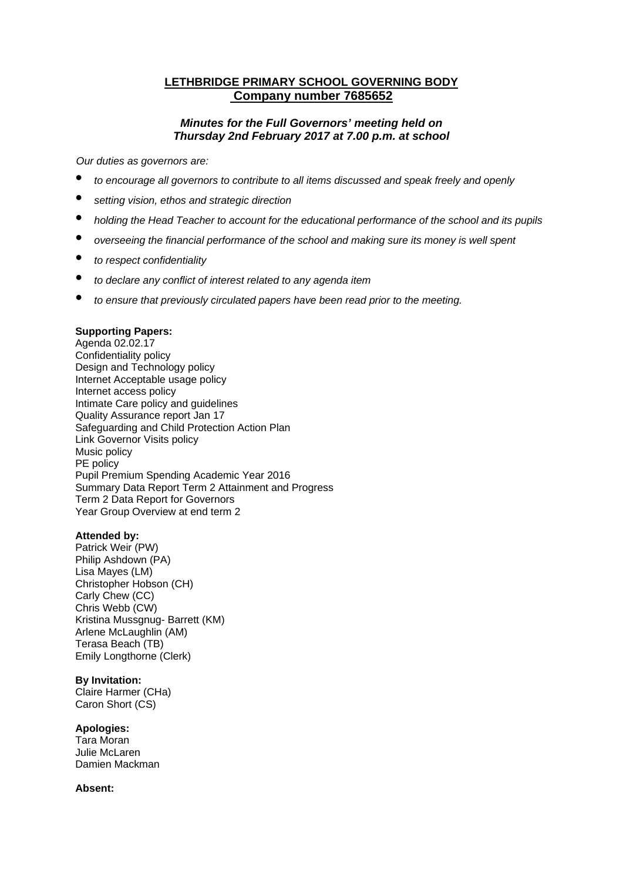# **LETHBRIDGE PRIMARY SCHOOL GOVERNING BODY**
## **Company number 7685652**

***Minutes for the Full Governors' meeting held on Thursday 2nd February 2017 at 7.00 p.m. at school***

*Our duties as governors are:*

- *to encourage all governors to contribute to all items discussed and speak freely and openly*
- *setting vision, ethos and strategic direction*
- *holding the Head Teacher to account for the educational performance of the school and its pupils*
- *overseeing the financial performance of the school and making sure its money is well spent*
- *to respect confidentiality*
- *to declare any conflict of interest related to any agenda item*
- *to ensure that previously circulated papers have been read prior to the meeting.*

**Supporting Papers:**
Agenda 02.02.17
Confidentiality policy
Design and Technology policy
Internet Acceptable usage policy
Internet access policy
Intimate Care policy and guidelines
Quality Assurance report Jan 17
Safeguarding and Child Protection Action Plan
Link Governor Visits policy
Music policy
PE policy
Pupil Premium Spending Academic Year 2016
Summary Data Report Term 2 Attainment and Progress
Term 2 Data Report for Governors
Year Group Overview at end term 2

**Attended by:**
Patrick Weir (PW)
Philip Ashdown (PA)
Lisa Mayes (LM)
Christopher Hobson (CH)
Carly Chew (CC)
Chris Webb (CW)
Kristina Mussgnug- Barrett (KM)
Arlene McLaughlin (AM)
Terasa Beach (TB)
Emily Longthorne (Clerk)

**By Invitation:**
Claire Harmer (CHa)
Caron Short (CS)

**Apologies:**
Tara Moran
Julie McLaren
Damien Mackman

**Absent:**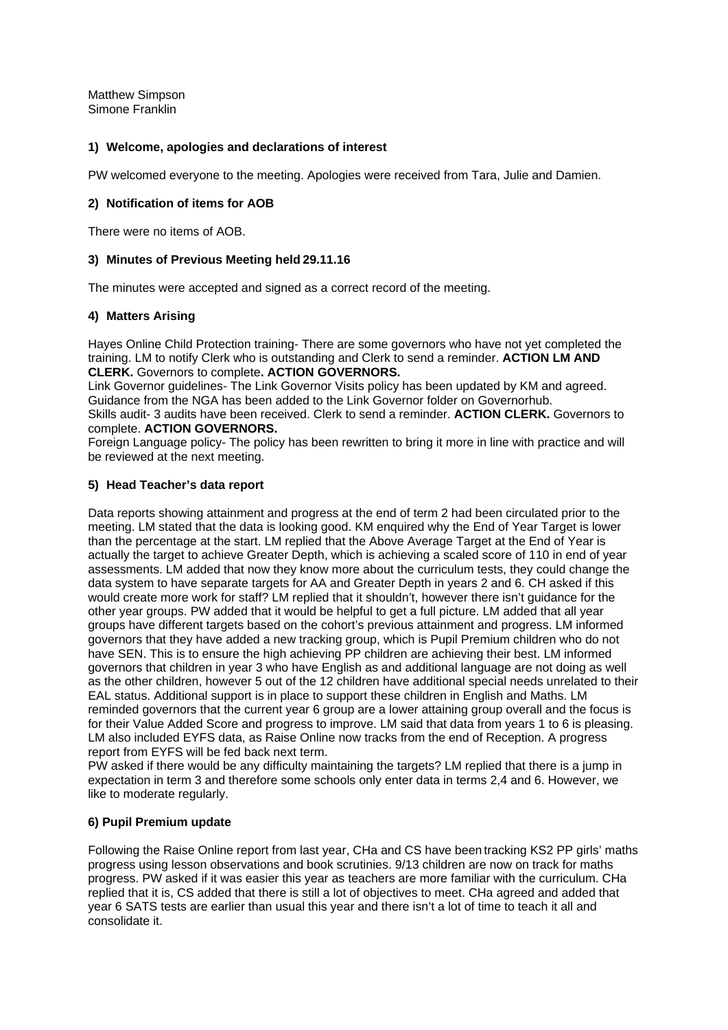Matthew Simpson
Simone Franklin

### 1) Welcome, apologies and declarations of interest

PW welcomed everyone to the meeting. Apologies were received from Tara, Julie and Damien.

### 2) Notification of items for AOB

There were no items of AOB.

### 3) Minutes of Previous Meeting held 29.11.16

The minutes were accepted and signed as a correct record of the meeting.

### 4) Matters Arising

Hayes Online Child Protection training- There are some governors who have not yet completed the training. LM to notify Clerk who is outstanding and Clerk to send a reminder. **ACTION LM AND CLERK.** Governors to complete**. ACTION GOVERNORS.**
Link Governor guidelines- The Link Governor Visits policy has been updated by KM and agreed. Guidance from the NGA has been added to the Link Governor folder on Governorhub.
Skills audit- 3 audits have been received. Clerk to send a reminder. **ACTION CLERK.** Governors to complete. **ACTION GOVERNORS.**
Foreign Language policy- The policy has been rewritten to bring it more in line with practice and will be reviewed at the next meeting.

### 5) Head Teacher's data report

Data reports showing attainment and progress at the end of term 2 had been circulated prior to the meeting. LM stated that the data is looking good. KM enquired why the End of Year Target is lower than the percentage at the start. LM replied that the Above Average Target at the End of Year is actually the target to achieve Greater Depth, which is achieving a scaled score of 110 in end of year assessments. LM added that now they know more about the curriculum tests, they could change the data system to have separate targets for AA and Greater Depth in years 2 and 6. CH asked if this would create more work for staff? LM replied that it shouldn't, however there isn't guidance for the other year groups. PW added that it would be helpful to get a full picture. LM added that all year groups have different targets based on the cohort's previous attainment and progress. LM informed governors that they have added a new tracking group, which is Pupil Premium children who do not have SEN. This is to ensure the high achieving PP children are achieving their best. LM informed governors that children in year 3 who have English as and additional language are not doing as well as the other children, however 5 out of the 12 children have additional special needs unrelated to their EAL status. Additional support is in place to support these children in English and Maths. LM reminded governors that the current year 6 group are a lower attaining group overall and the focus is for their Value Added Score and progress to improve. LM said that data from years 1 to 6 is pleasing. LM also included EYFS data, as Raise Online now tracks from the end of Reception. A progress report from EYFS will be fed back next term.
PW asked if there would be any difficulty maintaining the targets? LM replied that there is a jump in expectation in term 3 and therefore some schools only enter data in terms 2,4 and 6. However, we like to moderate regularly.

### 6) Pupil Premium update

Following the Raise Online report from last year, CHa and CS have been tracking KS2 PP girls' maths progress using lesson observations and book scrutinies. 9/13 children are now on track for maths progress. PW asked if it was easier this year as teachers are more familiar with the curriculum. CHa replied that it is, CS added that there is still a lot of objectives to meet. CHa agreed and added that year 6 SATS tests are earlier than usual this year and there isn't a lot of time to teach it all and consolidate it.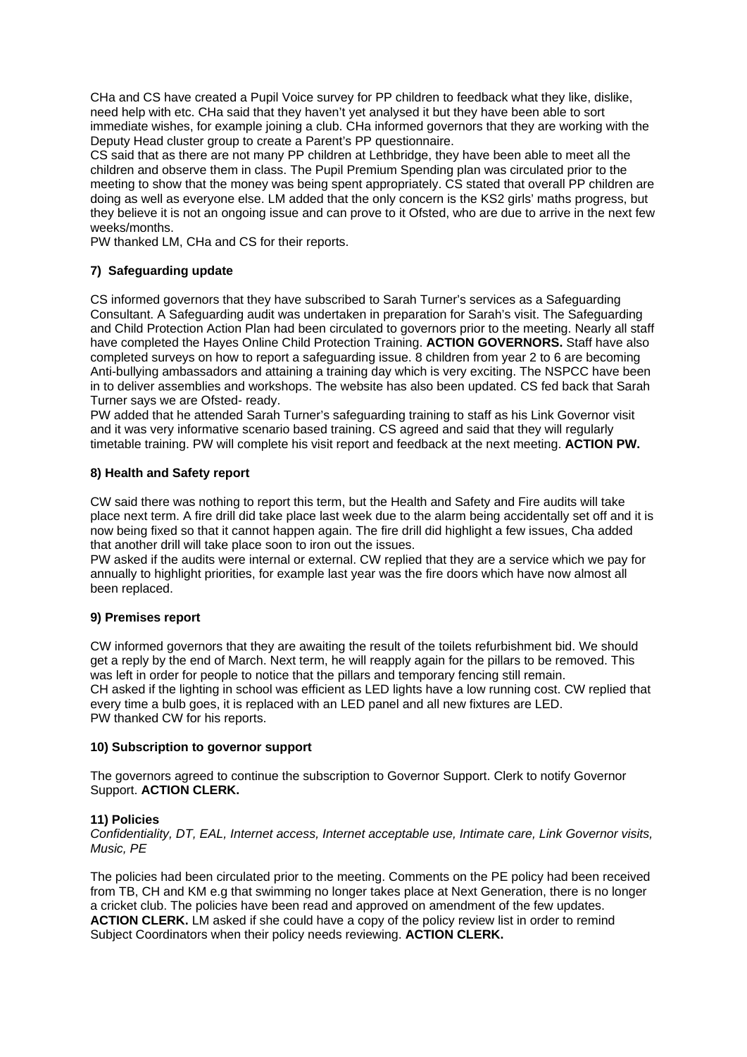CHa and CS have created a Pupil Voice survey for PP children to feedback what they like, dislike, need help with etc. CHa said that they haven't yet analysed it but they have been able to sort immediate wishes, for example joining a club. CHa informed governors that they are working with the Deputy Head cluster group to create a Parent's PP questionnaire.
CS said that as there are not many PP children at Lethbridge, they have been able to meet all the children and observe them in class. The Pupil Premium Spending plan was circulated prior to the meeting to show that the money was being spent appropriately. CS stated that overall PP children are doing as well as everyone else. LM added that the only concern is the KS2 girls' maths progress, but they believe it is not an ongoing issue and can prove to it Ofsted, who are due to arrive in the next few weeks/months.
PW thanked LM, CHa and CS for their reports.

### 7) Safeguarding update

CS informed governors that they have subscribed to Sarah Turner's services as a Safeguarding Consultant. A Safeguarding audit was undertaken in preparation for Sarah's visit. The Safeguarding and Child Protection Action Plan had been circulated to governors prior to the meeting. Nearly all staff have completed the Hayes Online Child Protection Training. **ACTION GOVERNORS.** Staff have also completed surveys on how to report a safeguarding issue. 8 children from year 2 to 6 are becoming Anti-bullying ambassadors and attaining a training day which is very exciting. The NSPCC have been in to deliver assemblies and workshops. The website has also been updated. CS fed back that Sarah Turner says we are Ofsted- ready.
PW added that he attended Sarah Turner's safeguarding training to staff as his Link Governor visit and it was very informative scenario based training. CS agreed and said that they will regularly timetable training. PW will complete his visit report and feedback at the next meeting. **ACTION PW.**

### 8) Health and Safety report

CW said there was nothing to report this term, but the Health and Safety and Fire audits will take place next term. A fire drill did take place last week due to the alarm being accidentally set off and it is now being fixed so that it cannot happen again. The fire drill did highlight a few issues, Cha added that another drill will take place soon to iron out the issues.
PW asked if the audits were internal or external. CW replied that they are a service which we pay for annually to highlight priorities, for example last year was the fire doors which have now almost all been replaced.

### 9) Premises report

CW informed governors that they are awaiting the result of the toilets refurbishment bid. We should get a reply by the end of March. Next term, he will reapply again for the pillars to be removed. This was left in order for people to notice that the pillars and temporary fencing still remain.
CH asked if the lighting in school was efficient as LED lights have a low running cost. CW replied that every time a bulb goes, it is replaced with an LED panel and all new fixtures are LED.
PW thanked CW for his reports.

### 10) Subscription to governor support

The governors agreed to continue the subscription to Governor Support. Clerk to notify Governor Support. **ACTION CLERK.**

### 11) Policies

*Confidentiality, DT, EAL, Internet access, Internet acceptable use, Intimate care, Link Governor visits, Music, PE*

The policies had been circulated prior to the meeting. Comments on the PE policy had been received from TB, CH and KM e.g that swimming no longer takes place at Next Generation, there is no longer a cricket club. The policies have been read and approved on amendment of the few updates. **ACTION CLERK.** LM asked if she could have a copy of the policy review list in order to remind Subject Coordinators when their policy needs reviewing. **ACTION CLERK.**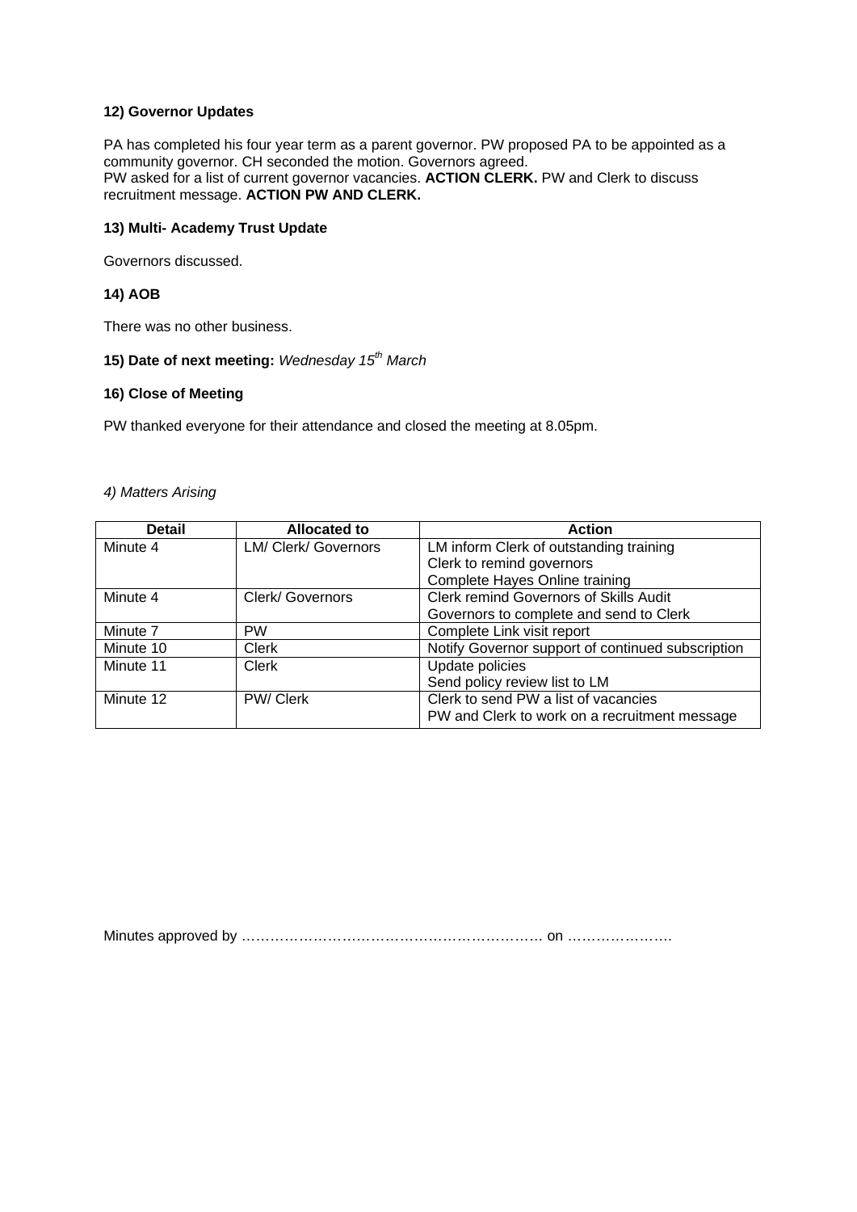### 12) Governor Updates

PA has completed his four year term as a parent governor. PW proposed PA to be appointed as a community governor. CH seconded the motion. Governors agreed.
PW asked for a list of current governor vacancies. **ACTION CLERK.** PW and Clerk to discuss recruitment message. **ACTION PW AND CLERK.**

### 13) Multi- Academy Trust Update

Governors discussed.

### 14) AOB

There was no other business.

### 15) Date of next meeting: *Wednesday 15th March*

### 16) Close of Meeting

PW thanked everyone for their attendance and closed the meeting at 8.05pm.

*4) Matters Arising*

| Detail | Allocated to | Action |
|---|---|---|
| Minute 4 | LM/ Clerk/ Governors | LM inform Clerk of outstanding training<br>Clerk to remind governors<br>Complete Hayes Online training |
| Minute 4 | Clerk/ Governors | Clerk remind Governors of Skills Audit<br>Governors to complete and send to Clerk |
| Minute 7 | PW | Complete Link visit report |
| Minute 10 | Clerk | Notify Governor support of continued subscription |
| Minute 11 | Clerk | Update policies<br>Send policy review list to LM |
| Minute 12 | PW/ Clerk | Clerk to send PW a list of vacancies<br>PW and Clerk to work on a recruitment message |

Minutes approved by ………………………………………………………. on ………………….